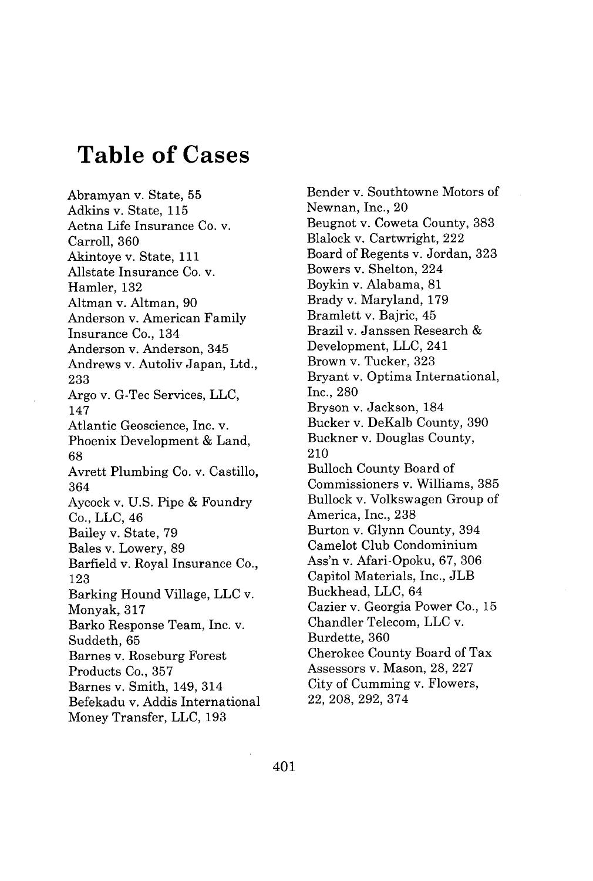# Table of Cases

Abramyan v. State, 55
Adkins v. State, 115
Aetna Life Insurance Co. v. Carroll, 360
Akintoye v. State, 111
Allstate Insurance Co. v. Hamler, 132
Altman v. Altman, 90
Anderson v. American Family Insurance Co., 134
Anderson v. Anderson, 345
Andrews v. Autoliv Japan, Ltd., 233
Argo v. G-Tec Services, LLC, 147
Atlantic Geoscience, Inc. v. Phoenix Development & Land, 68
Avrett Plumbing Co. v. Castillo, 364
Aycock v. U.S. Pipe & Foundry Co., LLC, 46
Bailey v. State, 79
Bales v. Lowery, 89
Barfield v. Royal Insurance Co., 123
Barking Hound Village, LLC v. Monyak, 317
Barko Response Team, Inc. v. Suddeth, 65
Barnes v. Roseburg Forest Products Co., 357
Barnes v. Smith, 149, 314
Befekadu v. Addis International Money Transfer, LLC, 193
Bender v. Southtowne Motors of Newnan, Inc., 20
Beugnot v. Coweta County, 383
Blalock v. Cartwright, 222
Board of Regents v. Jordan, 323
Bowers v. Shelton, 224
Boykin v. Alabama, 81
Brady v. Maryland, 179
Bramlett v. Bajric, 45
Brazil v. Janssen Research & Development, LLC, 241
Brown v. Tucker, 323
Bryant v. Optima International, Inc., 280
Bryson v. Jackson, 184
Bucker v. DeKalb County, 390
Buckner v. Douglas County, 210
Bulloch County Board of Commissioners v. Williams, 385
Bullock v. Volkswagen Group of America, Inc., 238
Burton v. Glynn County, 394
Camelot Club Condominium Ass'n v. Afari-Opoku, 67, 306
Capitol Materials, Inc., JLB Buckhead, LLC, 64
Cazier v. Georgia Power Co., 15
Chandler Telecom, LLC v. Burdette, 360
Cherokee County Board of Tax Assessors v. Mason, 28, 227
City of Cumming v. Flowers, 22, 208, 292, 374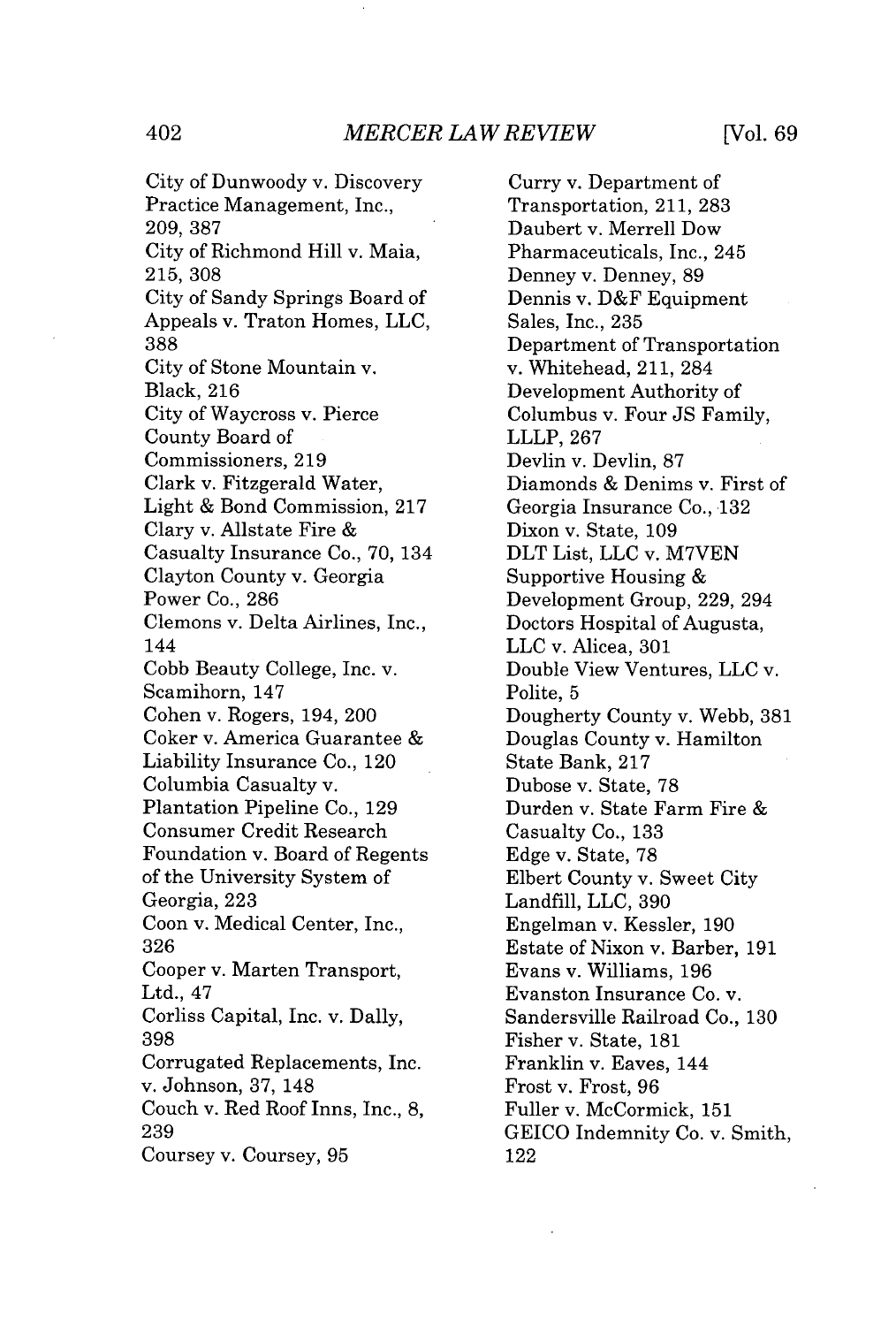City of Dunwoody v. Discovery Practice Management, Inc., 209, 387

City of Richmond Hill v. Maia, 215, 308

City of Sandy Springs Board of Appeals v. Traton Homes, LLC, 388

City of Stone Mountain v. Black, 216

City of Waycross v. Pierce County Board of Commissioners, 219

Clark v. Fitzgerald Water, Light & Bond Commission, 217

Clary v. Allstate Fire & Casualty Insurance Co., 70, 134

Clayton County v. Georgia Power Co., 286

Clemons v. Delta Airlines, Inc., 144

Cobb Beauty College, Inc. v. Scamihorn, 147

Cohen v. Rogers, 194, 200

Coker v. America Guarantee & Liability Insurance Co., 120

Columbia Casualty v. Plantation Pipeline Co., 129

Consumer Credit Research Foundation v. Board of Regents of the University System of Georgia, 223

Coon v. Medical Center, Inc., 326

Cooper v. Marten Transport, Ltd., 47

Corliss Capital, Inc. v. Dally, 398

Corrugated Replacements, Inc. v. Johnson, 37, 148

Couch v. Red Roof Inns, Inc., 8, 239

Coursey v. Coursey, 95

Curry v. Department of Transportation, 211, 283

Daubert v. Merrell Dow Pharmaceuticals, Inc., 245

Denney v. Denney, 89

Dennis v. D&F Equipment Sales, Inc., 235

Department of Transportation v. Whitehead, 211, 284

Development Authority of Columbus v. Four JS Family, LLLP, 267

Devlin v. Devlin, 87

Diamonds & Denims v. First of Georgia Insurance Co., 132

Dixon v. State, 109

DLT List, LLC v. M7VEN Supportive Housing & Development Group, 229, 294

Doctors Hospital of Augusta, LLC v. Alicea, 301

Double View Ventures, LLC v. Polite, 5

Dougherty County v. Webb, 381

Douglas County v. Hamilton State Bank, 217

Dubose v. State, 78

Durden v. State Farm Fire & Casualty Co., 133

Edge v. State, 78

Elbert County v. Sweet City Landfill, LLC, 390

Engelman v. Kessler, 190

Estate of Nixon v. Barber, 191

Evans v. Williams, 196

Evanston Insurance Co. v. Sandersville Railroad Co., 130

Fisher v. State, 181

Franklin v. Eaves, 144

Frost v. Frost, 96

Fuller v. McCormick, 151

GEICO Indemnity Co. v. Smith, 122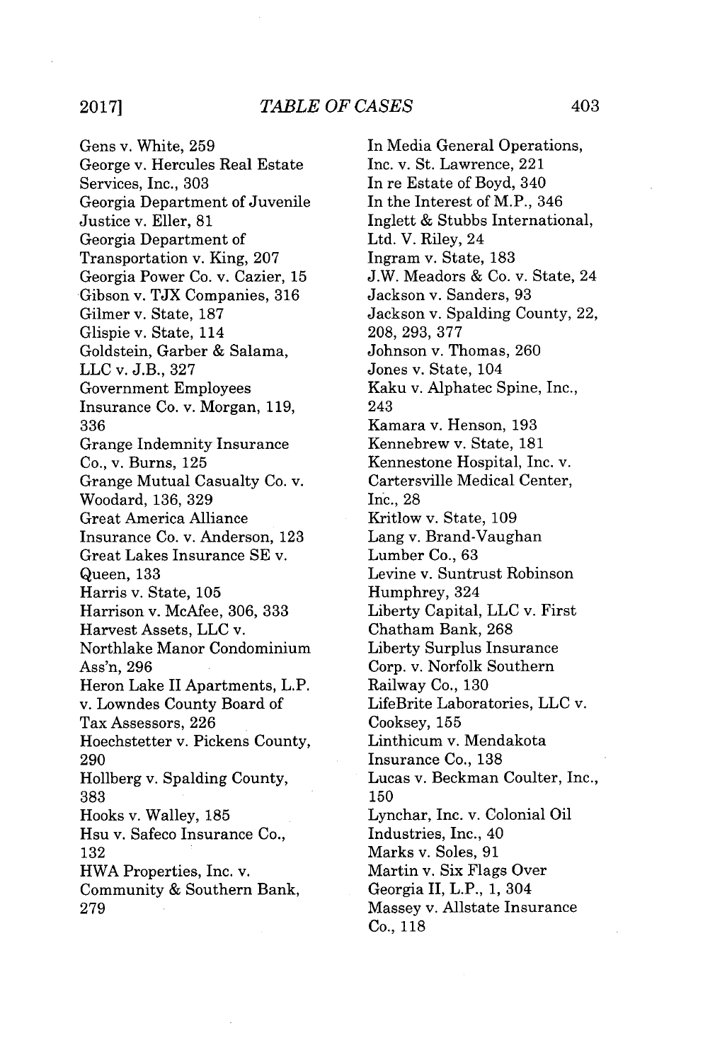Gens v. White, 259

George v. Hercules Real Estate Services, Inc., 303

Georgia Department of Juvenile Justice v. Eller, 81

Georgia Department of Transportation v. King, 207

Georgia Power Co. v. Cazier, 15

Gibson v. TJX Companies, 316

Gilmer v. State, 187

Glispie v. State, 114

Goldstein, Garber & Salama, LLC v. J.B., 327

Government Employees Insurance Co. v. Morgan, 119, 336

Grange Indemnity Insurance Co., v. Burns, 125

Grange Mutual Casualty Co. v. Woodard, 136, 329

Great America Alliance Insurance Co. v. Anderson, 123

Great Lakes Insurance SE v. Queen, 133

Harris v. State, 105

Harrison v. McAfee, 306, 333

Harvest Assets, LLC v. Northlake Manor Condominium Ass'n, 296

Heron Lake II Apartments, L.P. v. Lowndes County Board of Tax Assessors, 226

Hoechstetter v. Pickens County, 290

Hollberg v. Spalding County, 383

Hooks v. Walley, 185

Hsu v. Safeco Insurance Co., 132

HWA Properties, Inc. v. Community & Southern Bank, 279

In Media General Operations, Inc. v. St. Lawrence, 221

In re Estate of Boyd, 340

In the Interest of M.P., 346

Inglett & Stubbs International, Ltd. V. Riley, 24

Ingram v. State, 183

J.W. Meadors & Co. v. State, 24

Jackson v. Sanders, 93

Jackson v. Spalding County, 22, 208, 293, 377

Johnson v. Thomas, 260

Jones v. State, 104

Kaku v. Alphatec Spine, Inc., 243

Kamara v. Henson, 193

Kennebrew v. State, 181

Kennestone Hospital, Inc. v. Cartersville Medical Center, Inc., 28

Kritlow v. State, 109

Lang v. Brand-Vaughan Lumber Co., 63

Levine v. Suntrust Robinson Humphrey, 324

Liberty Capital, LLC v. First Chatham Bank, 268

Liberty Surplus Insurance Corp. v. Norfolk Southern Railway Co., 130

LifeBrite Laboratories, LLC v. Cooksey, 155

Linthicum v. Mendakota Insurance Co., 138

Lucas v. Beckman Coulter, Inc., 150

Lynchar, Inc. v. Colonial Oil Industries, Inc., 40

Marks v. Soles, 91

Martin v. Six Flags Over Georgia II, L.P., 1, 304

Massey v. Allstate Insurance Co., 118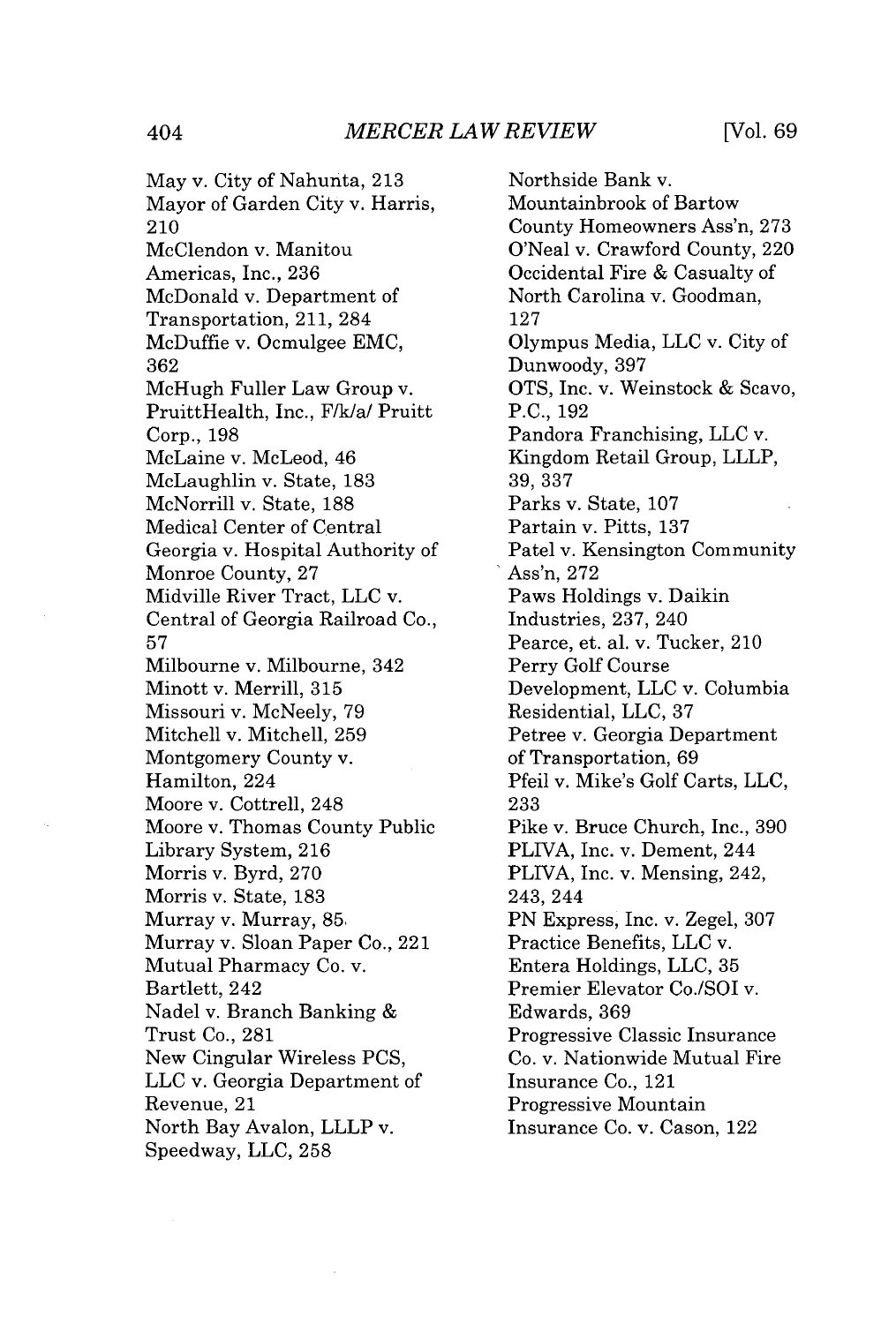May v. City of Nahunta, 213
Mayor of Garden City v. Harris, 210
McClendon v. Manitou Americas, Inc., 236
McDonald v. Department of Transportation, 211, 284
McDuffie v. Ocmulgee EMC, 362
McHugh Fuller Law Group v. PruittHealth, Inc., F/k/a/ Pruitt Corp., 198
McLaine v. McLeod, 46
McLaughlin v. State, 183
McNorrill v. State, 188
Medical Center of Central Georgia v. Hospital Authority of Monroe County, 27
Midville River Tract, LLC v. Central of Georgia Railroad Co., 57
Milbourne v. Milbourne, 342
Minott v. Merrill, 315
Missouri v. McNeely, 79
Mitchell v. Mitchell, 259
Montgomery County v. Hamilton, 224
Moore v. Cottrell, 248
Moore v. Thomas County Public Library System, 216
Morris v. Byrd, 270
Morris v. State, 183
Murray v. Murray, 85
Murray v. Sloan Paper Co., 221
Mutual Pharmacy Co. v. Bartlett, 242
Nadel v. Branch Banking & Trust Co., 281
New Cingular Wireless PCS, LLC v. Georgia Department of Revenue, 21
North Bay Avalon, LLLP v. Speedway, LLC, 258
Northside Bank v. Mountainbrook of Bartow County Homeowners Ass'n, 273
O'Neal v. Crawford County, 220
Occidental Fire & Casualty of North Carolina v. Goodman, 127
Olympus Media, LLC v. City of Dunwoody, 397
OTS, Inc. v. Weinstock & Scavo, P.C., 192
Pandora Franchising, LLC v. Kingdom Retail Group, LLLP, 39, 337
Parks v. State, 107
Partain v. Pitts, 137
Patel v. Kensington Community Ass'n, 272
Paws Holdings v. Daikin Industries, 237, 240
Pearce, et. al. v. Tucker, 210
Perry Golf Course Development, LLC v. Columbia Residential, LLC, 37
Petree v. Georgia Department of Transportation, 69
Pfeil v. Mike's Golf Carts, LLC, 233
Pike v. Bruce Church, Inc., 390
PLIVA, Inc. v. Dement, 244
PLIVA, Inc. v. Mensing, 242, 243, 244
PN Express, Inc. v. Zegel, 307
Practice Benefits, LLC v. Entera Holdings, LLC, 35
Premier Elevator Co./SOI v. Edwards, 369
Progressive Classic Insurance Co. v. Nationwide Mutual Fire Insurance Co., 121
Progressive Mountain Insurance Co. v. Cason, 122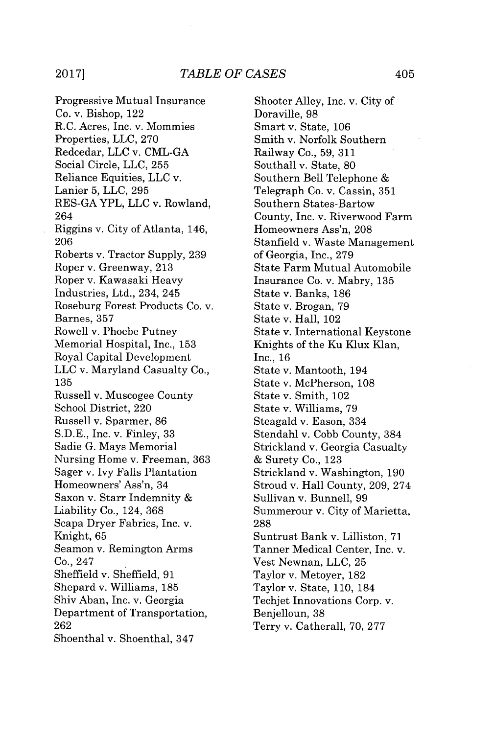Progressive Mutual Insurance Co. v. Bishop, 122
R.C. Acres, Inc. v. Mommies Properties, LLC, 270
Redcedar, LLC v. CML-GA Social Circle, LLC, 255
Reliance Equities, LLC v. Lanier 5, LLC, 295
RES-GA YPL, LLC v. Rowland, 264
Riggins v. City of Atlanta, 146, 206
Roberts v. Tractor Supply, 239
Roper v. Greenway, 213
Roper v. Kawasaki Heavy Industries, Ltd., 234, 245
Roseburg Forest Products Co. v. Barnes, 357
Rowell v. Phoebe Putney Memorial Hospital, Inc., 153
Royal Capital Development LLC v. Maryland Casualty Co., 135
Russell v. Muscogee County School District, 220
Russell v. Sparmer, 86
S.D.E., Inc. v. Finley, 33
Sadie G. Mays Memorial Nursing Home v. Freeman, 363
Sager v. Ivy Falls Plantation Homeowners' Ass'n, 34
Saxon v. Starr Indemnity & Liability Co., 124, 368
Scapa Dryer Fabrics, Inc. v. Knight, 65
Seamon v. Remington Arms Co., 247
Sheffield v. Sheffield, 91
Shepard v. Williams, 185
Shiv Aban, Inc. v. Georgia Department of Transportation, 262
Shoenthal v. Shoenthal, 347
Shooter Alley, Inc. v. City of Doraville, 98
Smart v. State, 106
Smith v. Norfolk Southern Railway Co., 59, 311
Southall v. State, 80
Southern Bell Telephone & Telegraph Co. v. Cassin, 351
Southern States-Bartow County, Inc. v. Riverwood Farm Homeowners Ass'n, 208
Stanfield v. Waste Management of Georgia, Inc., 279
State Farm Mutual Automobile Insurance Co. v. Mabry, 135
State v. Banks, 186
State v. Brogan, 79
State v. Hall, 102
State v. International Keystone Knights of the Ku Klux Klan, Inc., 16
State v. Mantooth, 194
State v. McPherson, 108
State v. Smith, 102
State v. Williams, 79
Steagald v. Eason, 334
Stendahl v. Cobb County, 384
Strickland v. Georgia Casualty & Surety Co., 123
Strickland v. Washington, 190
Stroud v. Hall County, 209, 274
Sullivan v. Bunnell, 99
Summerour v. City of Marietta, 288
Suntrust Bank v. Lilliston, 71
Tanner Medical Center, Inc. v. Vest Newnan, LLC, 25
Taylor v. Metoyer, 182
Taylor v. State, 110, 184
Techjet Innovations Corp. v. Benjelloun, 38
Terry v. Catherall, 70, 277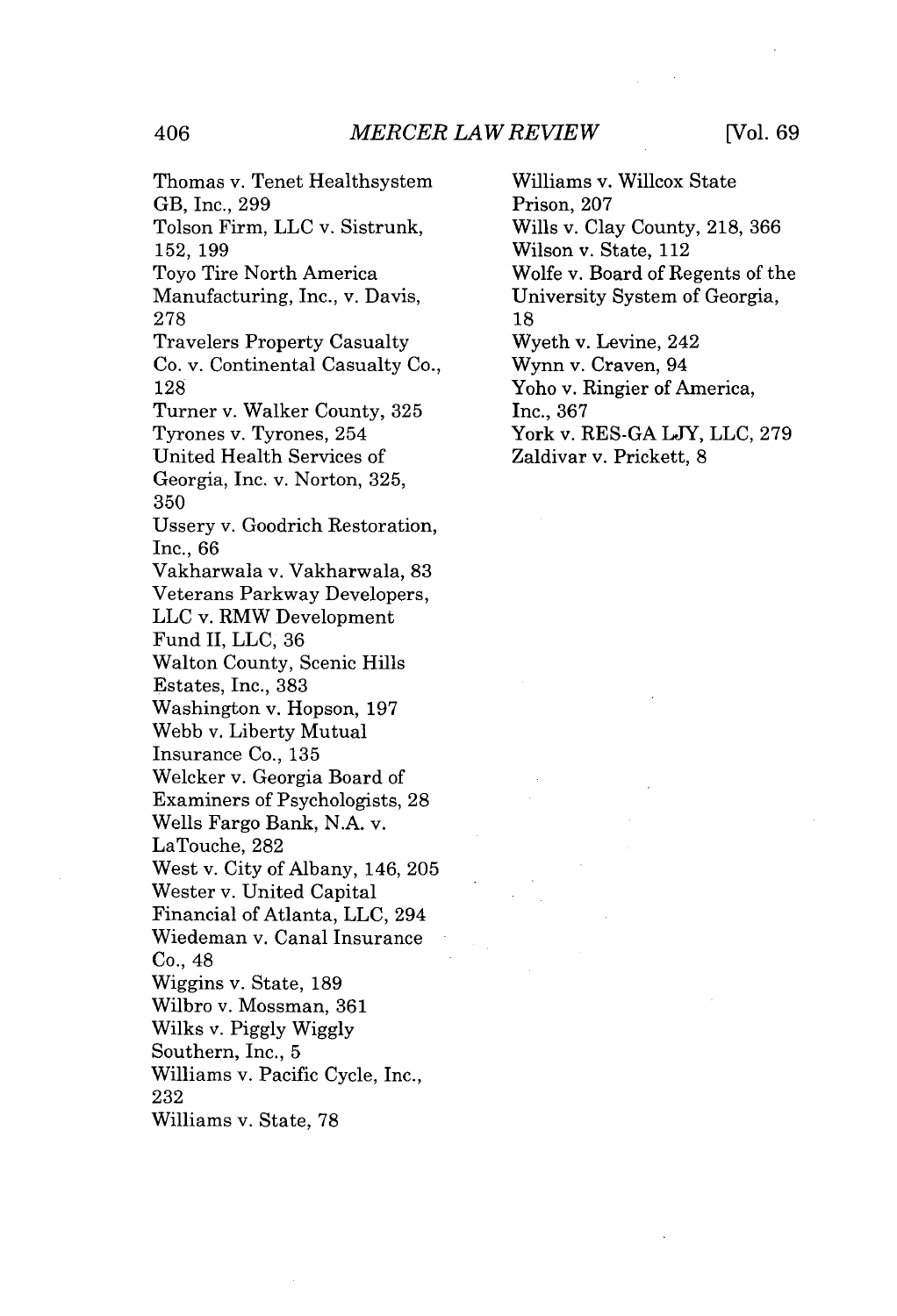Thomas v. Tenet Healthsystem GB, Inc., 299
Tolson Firm, LLC v. Sistrunk, 152, 199
Toyo Tire North America Manufacturing, Inc., v. Davis, 278
Travelers Property Casualty Co. v. Continental Casualty Co., 128
Turner v. Walker County, 325
Tyrones v. Tyrones, 254
United Health Services of Georgia, Inc. v. Norton, 325, 350
Ussery v. Goodrich Restoration, Inc., 66
Vakharwala v. Vakharwala, 83
Veterans Parkway Developers, LLC v. RMW Development Fund II, LLC, 36
Walton County, Scenic Hills Estates, Inc., 383
Washington v. Hopson, 197
Webb v. Liberty Mutual Insurance Co., 135
Welcker v. Georgia Board of Examiners of Psychologists, 28
Wells Fargo Bank, N.A. v. LaTouche, 282
West v. City of Albany, 146, 205
Wester v. United Capital Financial of Atlanta, LLC, 294
Wiedeman v. Canal Insurance Co., 48
Wiggins v. State, 189
Wilbro v. Mossman, 361
Wilks v. Piggly Wiggly Southern, Inc., 5
Williams v. Pacific Cycle, Inc., 232
Williams v. State, 78
Williams v. Willcox State Prison, 207
Wills v. Clay County, 218, 366
Wilson v. State, 112
Wolfe v. Board of Regents of the University System of Georgia, 18
Wyeth v. Levine, 242
Wynn v. Craven, 94
Yoho v. Ringier of America, Inc., 367
York v. RES-GA LJY, LLC, 279
Zaldivar v. Prickett, 8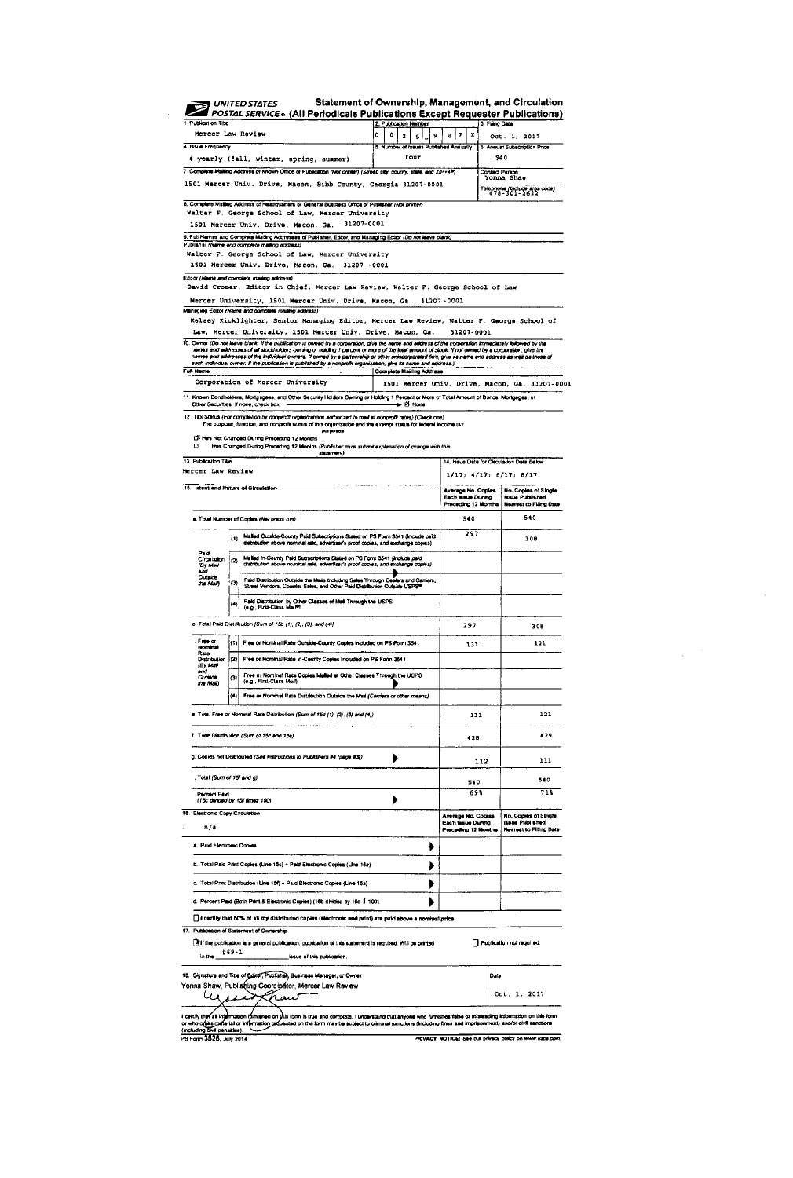# UNITED STATES POSTAL SERVICE® Statement of Ownership, Management, and Circulation (All Periodicals Publications Except Requester Publications)

**1. Publication Title:** Mercer Law Review

**2. Publication Number:** 0 0 2 5 – 9 8 7 X

**3. Filing Date:** Oct. 1, 2017

**4. Issue Frequency:** 4 yearly (fall, winter, spring, summer)

**5. Number of Issues Published Annually:** four

**6. Annual Subscription Price:** $40

**7. Complete Mailing Address of Known Office of Publication (Not printer) (Street, city, county, state, and ZIP+4®):** 1501 Mercer Univ. Drive, Macon, Bibb County, Georgia 31207-0001

**Contact Person:** Yonna Shaw

**Telephone (Include area code):** 478-301-2622

**8. Complete Mailing Address of Headquarters or General Business Office of Publisher (Not printer):**
Walter F. George School of Law, Mercer University
1501 Mercer Univ. Drive, Macon, Ga. 31207-0001

**9. Full Names and Complete Mailing Addresses of Publisher, Editor, and Managing Editor (Do not leave blank)**

Publisher (Name and complete mailing address):
Walter F. George School of Law, Mercer University
1501 Mercer Univ. Drive, Macon, Ga. 31207 -0001

Editor (Name and complete mailing address):
David Cromer, Editor in Chief, Mercer Law Review, Walter F. George School of Law
Mercer University, 1501 Mercer Univ. Drive, Macon, Ga. 31207-0001

Managing Editor (Name and complete mailing address):
Kelsey Kicklighter, Senior Managing Editor, Mercer Law Review, Walter F. George School of Law, Mercer University, 1501 Mercer Univ. Drive, Macon, Ga. 31207-0001

**10. Owner** (Do not leave blank. If the publication is owned by a corporation, give the name and address of the corporation immediately followed by the names and addresses of all stockholders owning or holding 1 percent or more of the total amount of stock. If not owned by a corporation, give the names and addresses of the individual owners. If owned by a partnership or other unincorporated firm, give its name and address as well as those of each individual owner. If the publication is published by a nonprofit organization, give its name and address.)

| Full Name | Complete Mailing Address |
|---|---|
| Corporation of Mercer University | 1501 Mercer Univ. Drive, Macon, Ga. 31207-0001 |

**11. Known Bondholders, Mortgagees, and Other Security Holders Owning or Holding 1 Percent or More of Total Amount of Bonds, Mortgages, or Other Securities. If none, check box** → ☒ None

**12. Tax Status** (For completion by nonprofit organizations authorized to mail at nonprofit rates) (Check one)
The purpose, function, and nonprofit status of this organization and the exempt status for federal income tax purposes:
☒ Has Not Changed During Preceding 12 Months
☐ Has Changed During Preceding 12 Months (Publisher must submit explanation of change with this statement)

**13. Publication Title:** Mercer Law Review

**14. Issue Date for Circulation Data Below:** 1/17; 4/17; 6/17; 8/17

| 15. Extent and Nature of Circulation | | Average No. Copies Each Issue During Preceding 12 Months | No. Copies of Single Issue Published Nearest to Filing Date |
|---|---|---|---|
| a. Total Number of Copies (Net press run) | | 540 | 540 |
| b. Paid Circulation (By Mail and Outside the Mail) | (1) Mailed Outside-County Paid Subscriptions Stated on PS Form 3541 (Include paid distribution above nominal rate, advertiser's proof copies, and exchange copies) | 297 | 308 |
| | (2) Mailed In-County Paid Subscriptions Stated on PS Form 3541 (Include paid distribution above nominal rate, advertiser's proof copies, and exchange copies) | | |
| | (3) Paid Distribution Outside the Mails Including Sales Through Dealers and Carriers, Street Vendors, Counter Sales, and Other Paid Distribution Outside USPS® | | |
| | (4) Paid Distribution by Other Classes of Mail Through the USPS (e.g., First-Class Mail®) | | |
| c. Total Paid Distribution (Sum of 15b (1), (2), (3), and (4)) | | 297 | 308 |
| d. Free or Nominal Rate Distribution (By Mail and Outside the Mail) | (1) Free or Nominal Rate Outside-County Copies included on PS Form 3541 | 131 | 121 |
| | (2) Free or Nominal Rate In-County Copies Included on PS Form 3541 | | |
| | (3) Free or Nominal Rate Copies Mailed at Other Classes Through the USPS (e.g., First-Class Mail) | | |
| | (4) Free or Nominal Rate Distribution Outside the Mail (Carriers or other means) | | |
| e. Total Free or Nominal Rate Distribution (Sum of 15d (1), (2), (3) and (4)) | | 131 | 121 |
| f. Total Distribution (Sum of 15c and 15e) | | 428 | 429 |
| g. Copies not Distributed (See Instructions to Publishers #4 (page #3)) | | 112 | 111 |
| h. Total (Sum of 15f and g) | | 540 | 540 |
| i. Percent Paid (15c divided by 15f times 100) | | 69% | 71% |

| 16. Electronic Copy Circulation: n/a | Average No. Copies Each Issue During Preceding 12 Months | No. Copies of Single Issue Published Nearest to Filing Date |
|---|---|---|
| a. Paid Electronic Copies | | |
| b. Total Paid Print Copies (Line 15c) + Paid Electronic Copies (Line 16a) | | |
| c. Total Print Distribution (Line 15f) + Paid Electronic Copies (Line 16a) | | |
| d. Percent Paid (Both Print & Electronic Copies) (16b divided by 16c × 100) | | |

☐ I certify that 50% of all my distributed copies (electronic and print) are paid above a nominal price.

**17. Publication of Statement of Ownership**
☒ If the publication is a general publication, publication of this statement is required. Will be printed in the 69-1 issue of this publication.
☐ Publication not required.

**18. Signature and Title of Editor, Publisher, Business Manager, or Owner:** Yonna Shaw, Publishing Coordinator, Mercer Law Review

**Date:** Oct. 1, 2017

I certify that all information furnished on this form is true and complete. I understand that anyone who furnishes false or misleading information on this form or who omits material or information requested on the form may be subject to criminal sanctions (including fines and imprisonment) and/or civil sanctions (including civil penalties).

PS Form 3526, July 2014 — PRIVACY NOTICE: See our privacy policy on www.usps.com.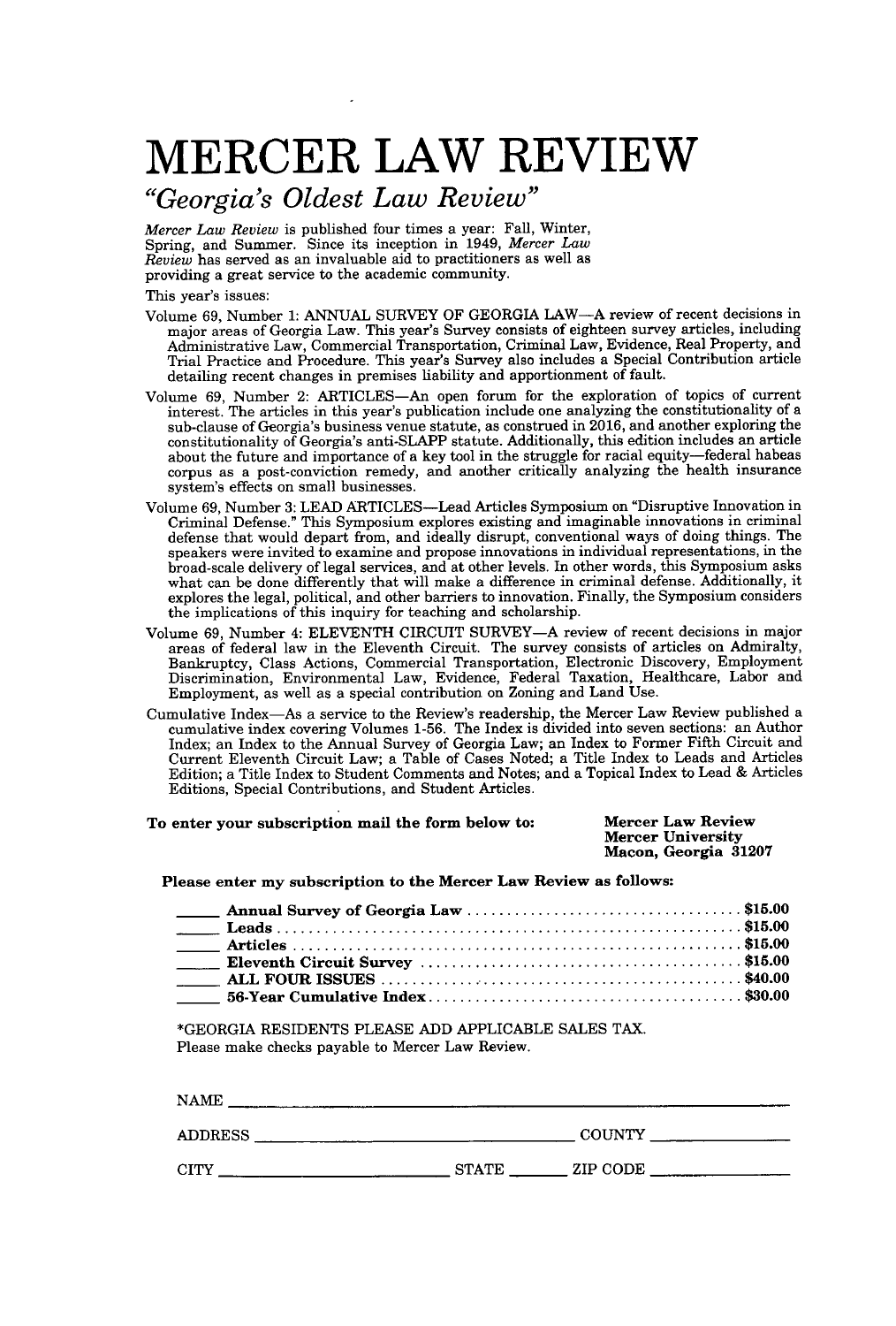# MERCER LAW REVIEW

## *"Georgia's Oldest Law Review"*

*Mercer Law Review* is published four times a year: Fall, Winter, Spring, and Summer. Since its inception in 1949, *Mercer Law Review* has served as an invaluable aid to practitioners as well as providing a great service to the academic community.

This year's issues:

Volume 69, Number 1: ANNUAL SURVEY OF GEORGIA LAW—A review of recent decisions in major areas of Georgia Law. This year's Survey consists of eighteen survey articles, including Administrative Law, Commercial Transportation, Criminal Law, Evidence, Real Property, and Trial Practice and Procedure. This year's Survey also includes a Special Contribution article detailing recent changes in premises liability and apportionment of fault.

Volume 69, Number 2: ARTICLES—An open forum for the exploration of topics of current interest. The articles in this year's publication include one analyzing the constitutionality of a sub-clause of Georgia's business venue statute, as construed in 2016, and another exploring the constitutionality of Georgia's anti-SLAPP statute. Additionally, this edition includes an article about the future and importance of a key tool in the struggle for racial equity—federal habeas corpus as a post-conviction remedy, and another critically analyzing the health insurance system's effects on small businesses.

Volume 69, Number 3: LEAD ARTICLES—Lead Articles Symposium on "Disruptive Innovation in Criminal Defense." This Symposium explores existing and imaginable innovations in criminal defense that would depart from, and ideally disrupt, conventional ways of doing things. The speakers were invited to examine and propose innovations in individual representations, in the broad-scale delivery of legal services, and at other levels. In other words, this Symposium asks what can be done differently that will make a difference in criminal defense. Additionally, it explores the legal, political, and other barriers to innovation. Finally, the Symposium considers the implications of this inquiry for teaching and scholarship.

Volume 69, Number 4: ELEVENTH CIRCUIT SURVEY—A review of recent decisions in major areas of federal law in the Eleventh Circuit. The survey consists of articles on Admiralty, Bankruptcy, Class Actions, Commercial Transportation, Electronic Discovery, Employment Discrimination, Environmental Law, Evidence, Federal Taxation, Healthcare, Labor and Employment, as well as a special contribution on Zoning and Land Use.

Cumulative Index—As a service to the Review's readership, the Mercer Law Review published a cumulative index covering Volumes 1-56. The Index is divided into seven sections: an Author Index; an Index to the Annual Survey of Georgia Law; an Index to Former Fifth Circuit and Current Eleventh Circuit Law; a Table of Cases Noted; a Title Index to Leads and Articles Edition; a Title Index to Student Comments and Notes; and a Topical Index to Lead & Articles Editions, Special Contributions, and Student Articles.

**To enter your subscription mail the form below to:**

**Mercer Law Review**
**Mercer University**
**Macon, Georgia 31207**

**Please enter my subscription to the Mercer Law Review as follows:**

_____ **Annual Survey of Georgia Law** .......... **$15.00**
_____ **Leads** .......... **$15.00**
_____ **Articles** .......... **$15.00**
_____ **Eleventh Circuit Survey** .......... **$15.00**
_____ **ALL FOUR ISSUES** .......... **$40.00**
_____ **56-Year Cumulative Index** .......... **$30.00**

*GEORGIA RESIDENTS PLEASE ADD APPLICABLE SALES TAX.
Please make checks payable to Mercer Law Review.

NAME ____________________________________________

ADDRESS ______________________________ COUNTY ______________

CITY ______________________ STATE ________ ZIP CODE ______________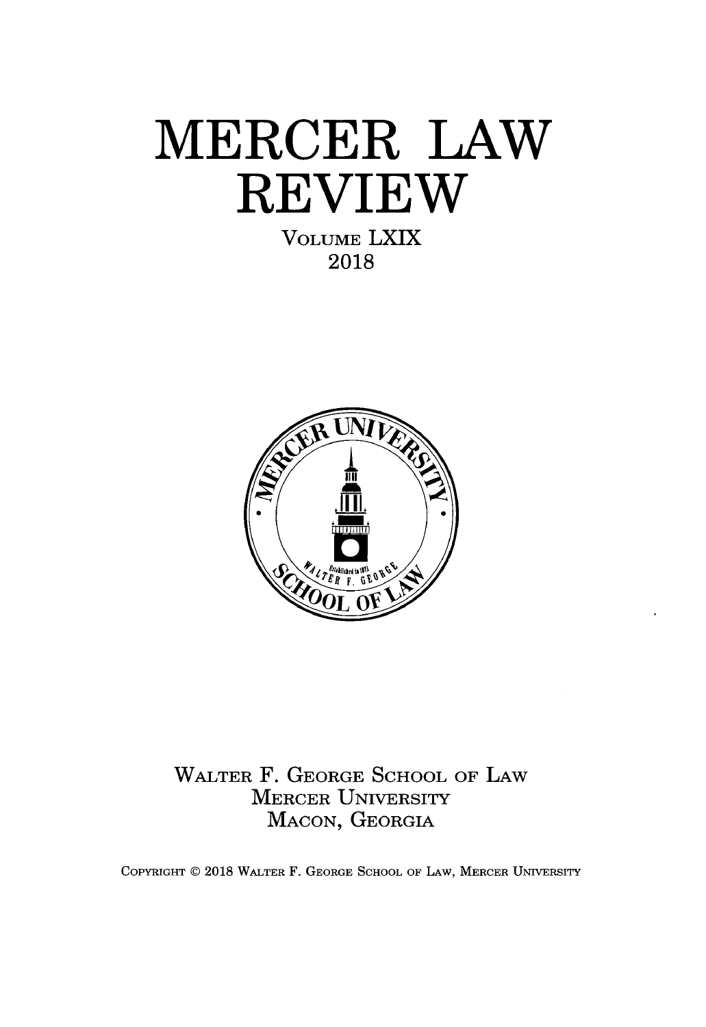# MERCER LAW REVIEW

VOLUME LXIX

2018

WALTER F. GEORGE SCHOOL OF LAW

MERCER UNIVERSITY

MACON, GEORGIA

COPYRIGHT © 2018 WALTER F. GEORGE SCHOOL OF LAW, MERCER UNIVERSITY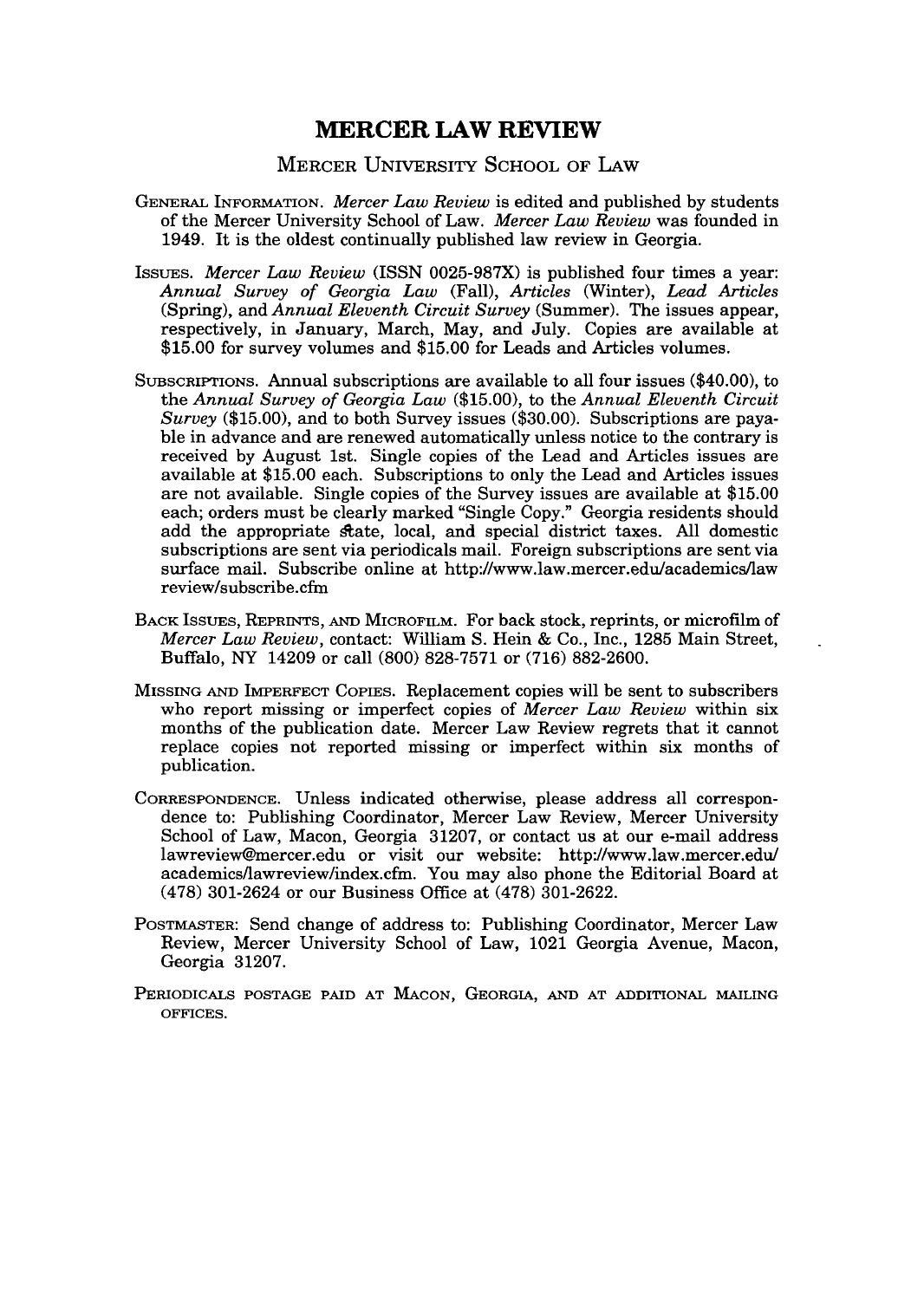# MERCER LAW REVIEW

## MERCER UNIVERSITY SCHOOL OF LAW

GENERAL INFORMATION. *Mercer Law Review* is edited and published by students of the Mercer University School of Law. *Mercer Law Review* was founded in 1949. It is the oldest continually published law review in Georgia.

ISSUES. *Mercer Law Review* (ISSN 0025-987X) is published four times a year: *Annual Survey of Georgia Law* (Fall), *Articles* (Winter), *Lead Articles* (Spring), and *Annual Eleventh Circuit Survey* (Summer). The issues appear, respectively, in January, March, May, and July. Copies are available at $15.00 for survey volumes and $15.00 for Leads and Articles volumes.

SUBSCRIPTIONS. Annual subscriptions are available to all four issues ($40.00), to the *Annual Survey of Georgia Law* ($15.00), to the *Annual Eleventh Circuit Survey* ($15.00), and to both Survey issues ($30.00). Subscriptions are payable in advance and are renewed automatically unless notice to the contrary is received by August 1st. Single copies of the Lead and Articles issues are available at $15.00 each. Subscriptions to only the Lead and Articles issues are not available. Single copies of the Survey issues are available at $15.00 each; orders must be clearly marked "Single Copy." Georgia residents should add the appropriate state, local, and special district taxes. All domestic subscriptions are sent via periodicals mail. Foreign subscriptions are sent via surface mail. Subscribe online at http://www.law.mercer.edu/academics/lawreview/subscribe.cfm

BACK ISSUES, REPRINTS, AND MICROFILM. For back stock, reprints, or microfilm of *Mercer Law Review*, contact: William S. Hein & Co., Inc., 1285 Main Street, Buffalo, NY 14209 or call (800) 828-7571 or (716) 882-2600.

MISSING AND IMPERFECT COPIES. Replacement copies will be sent to subscribers who report missing or imperfect copies of *Mercer Law Review* within six months of the publication date. Mercer Law Review regrets that it cannot replace copies not reported missing or imperfect within six months of publication.

CORRESPONDENCE. Unless indicated otherwise, please address all correspondence to: Publishing Coordinator, Mercer Law Review, Mercer University School of Law, Macon, Georgia 31207, or contact us at our e-mail address lawreview@mercer.edu or visit our website: http://www.law.mercer.edu/academics/lawreview/index.cfm. You may also phone the Editorial Board at (478) 301-2624 or our Business Office at (478) 301-2622.

POSTMASTER: Send change of address to: Publishing Coordinator, Mercer Law Review, Mercer University School of Law, 1021 Georgia Avenue, Macon, Georgia 31207.

PERIODICALS POSTAGE PAID AT MACON, GEORGIA, AND AT ADDITIONAL MAILING OFFICES.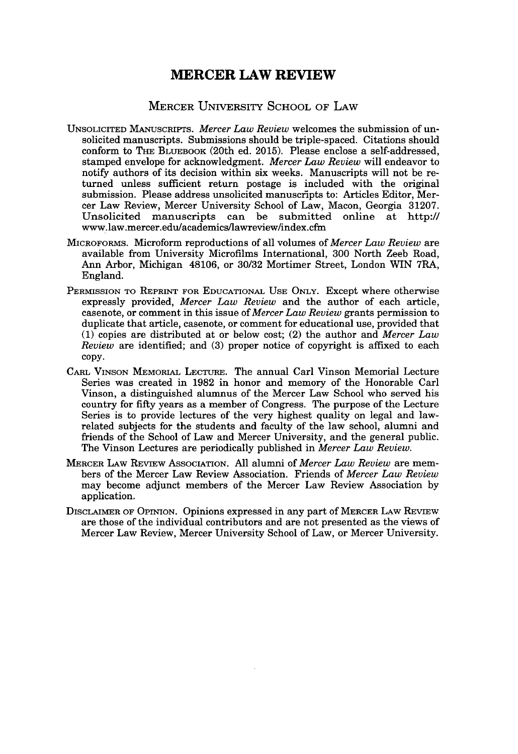# MERCER LAW REVIEW

## MERCER UNIVERSITY SCHOOL OF LAW

UNSOLICITED MANUSCRIPTS. *Mercer Law Review* welcomes the submission of unsolicited manuscripts. Submissions should be triple-spaced. Citations should conform to THE BLUEBOOK (20th ed. 2015). Please enclose a self-addressed, stamped envelope for acknowledgment. *Mercer Law Review* will endeavor to notify authors of its decision within six weeks. Manuscripts will not be returned unless sufficient return postage is included with the original submission. Please address unsolicited manuscripts to: Articles Editor, Mercer Law Review, Mercer University School of Law, Macon, Georgia 31207. Unsolicited manuscripts can be submitted online at http://www.law.mercer.edu/academics/lawreview/index.cfm

MICROFORMS. Microform reproductions of all volumes of *Mercer Law Review* are available from University Microfilms International, 300 North Zeeb Road, Ann Arbor, Michigan 48106, or 30/32 Mortimer Street, London WIN 7RA, England.

PERMISSION TO REPRINT FOR EDUCATIONAL USE ONLY. Except where otherwise expressly provided, *Mercer Law Review* and the author of each article, casenote, or comment in this issue of *Mercer Law Review* grants permission to duplicate that article, casenote, or comment for educational use, provided that (1) copies are distributed at or below cost; (2) the author and *Mercer Law Review* are identified; and (3) proper notice of copyright is affixed to each copy.

CARL VINSON MEMORIAL LECTURE. The annual Carl Vinson Memorial Lecture Series was created in 1982 in honor and memory of the Honorable Carl Vinson, a distinguished alumnus of the Mercer Law School who served his country for fifty years as a member of Congress. The purpose of the Lecture Series is to provide lectures of the very highest quality on legal and law-related subjects for the students and faculty of the law school, alumni and friends of the School of Law and Mercer University, and the general public. The Vinson Lectures are periodically published in *Mercer Law Review.*

MERCER LAW REVIEW ASSOCIATION. All alumni of *Mercer Law Review* are members of the Mercer Law Review Association. Friends of *Mercer Law Review* may become adjunct members of the Mercer Law Review Association by application.

DISCLAIMER OF OPINION. Opinions expressed in any part of MERCER LAW REVIEW are those of the individual contributors and are not presented as the views of Mercer Law Review, Mercer University School of Law, or Mercer University.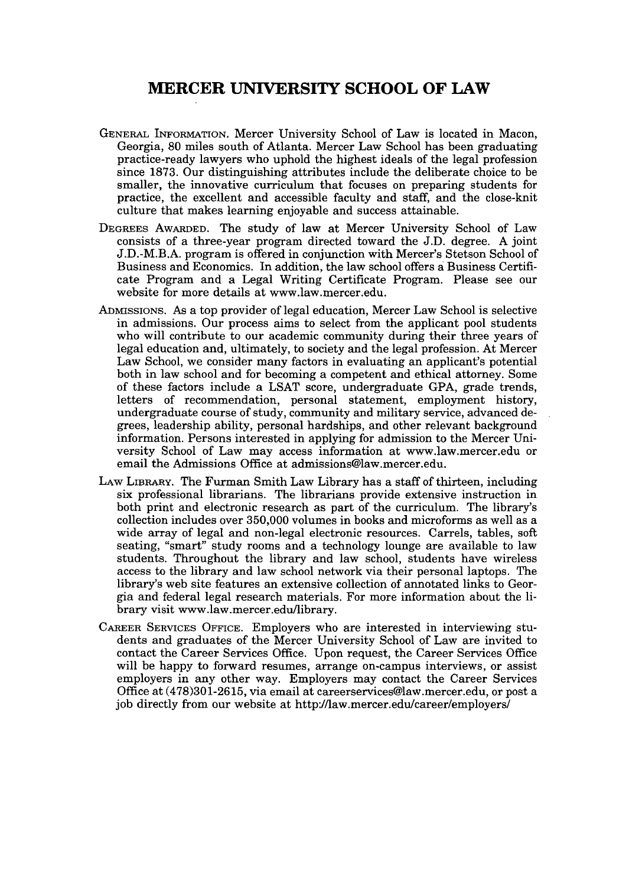# MERCER UNIVERSITY SCHOOL OF LAW

GENERAL INFORMATION. Mercer University School of Law is located in Macon, Georgia, 80 miles south of Atlanta. Mercer Law School has been graduating practice-ready lawyers who uphold the highest ideals of the legal profession since 1873. Our distinguishing attributes include the deliberate choice to be smaller, the innovative curriculum that focuses on preparing students for practice, the excellent and accessible faculty and staff, and the close-knit culture that makes learning enjoyable and success attainable.

DEGREES AWARDED. The study of law at Mercer University School of Law consists of a three-year program directed toward the J.D. degree. A joint J.D.-M.B.A. program is offered in conjunction with Mercer's Stetson School of Business and Economics. In addition, the law school offers a Business Certificate Program and a Legal Writing Certificate Program. Please see our website for more details at www.law.mercer.edu.

ADMISSIONS. As a top provider of legal education, Mercer Law School is selective in admissions. Our process aims to select from the applicant pool students who will contribute to our academic community during their three years of legal education and, ultimately, to society and the legal profession. At Mercer Law School, we consider many factors in evaluating an applicant's potential both in law school and for becoming a competent and ethical attorney. Some of these factors include a LSAT score, undergraduate GPA, grade trends, letters of recommendation, personal statement, employment history, undergraduate course of study, community and military service, advanced degrees, leadership ability, personal hardships, and other relevant background information. Persons interested in applying for admission to the Mercer University School of Law may access information at www.law.mercer.edu or email the Admissions Office at admissions@law.mercer.edu.

LAW LIBRARY. The Furman Smith Law Library has a staff of thirteen, including six professional librarians. The librarians provide extensive instruction in both print and electronic research as part of the curriculum. The library's collection includes over 350,000 volumes in books and microforms as well as a wide array of legal and non-legal electronic resources. Carrels, tables, soft seating, "smart" study rooms and a technology lounge are available to law students. Throughout the library and law school, students have wireless access to the library and law school network via their personal laptops. The library's web site features an extensive collection of annotated links to Georgia and federal legal research materials. For more information about the library visit www.law.mercer.edu/library.

CAREER SERVICES OFFICE. Employers who are interested in interviewing students and graduates of the Mercer University School of Law are invited to contact the Career Services Office. Upon request, the Career Services Office will be happy to forward resumes, arrange on-campus interviews, or assist employers in any other way. Employers may contact the Career Services Office at (478)301-2615, via email at careerservices@law.mercer.edu, or post a job directly from our website at http://law.mercer.edu/career/employers/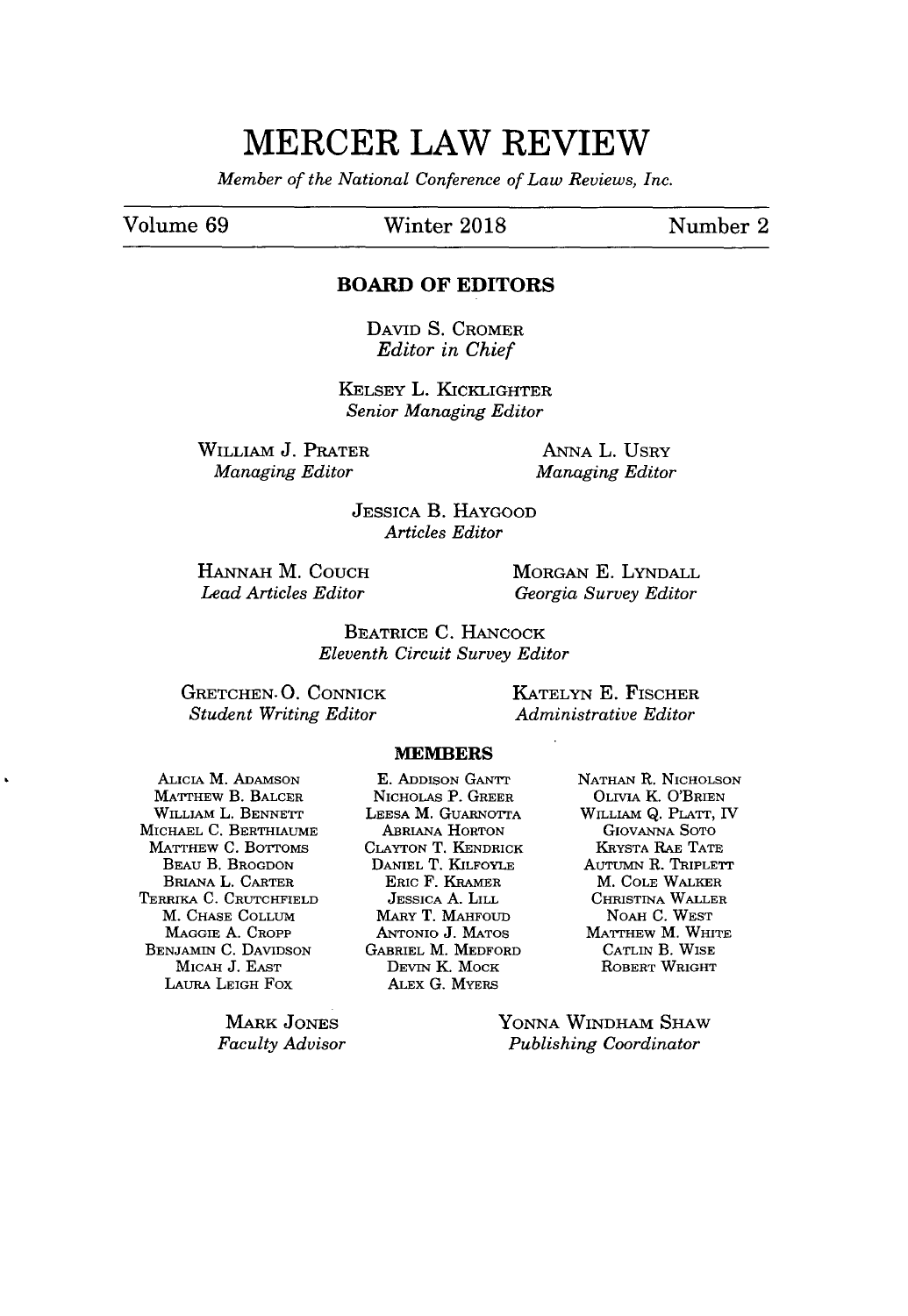# MERCER LAW REVIEW

*Member of the National Conference of Law Reviews, Inc.*

Volume 69 | Winter 2018 | Number 2

## BOARD OF EDITORS

DAVID S. CROMER
*Editor in Chief*

KELSEY L. KICKLIGHTER
*Senior Managing Editor*

WILLIAM J. PRATER
*Managing Editor*

ANNA L. USRY
*Managing Editor*

JESSICA B. HAYGOOD
*Articles Editor*

HANNAH M. COUCH
*Lead Articles Editor*

MORGAN E. LYNDALL
*Georgia Survey Editor*

BEATRICE C. HANCOCK
*Eleventh Circuit Survey Editor*

GRETCHEN O. CONNICK
*Student Writing Editor*

KATELYN E. FISCHER
*Administrative Editor*

### MEMBERS

ALICIA M. ADAMSON
MATTHEW B. BALCER
WILLIAM L. BENNETT
MICHAEL C. BERTHIAUME
MATTHEW C. BOTTOMS
BEAU B. BROGDON
BRIANA L. CARTER
TERRIKA C. CRUTCHFIELD
M. CHASE COLLUM
MAGGIE A. CROPP
BENJAMIN C. DAVIDSON
MICAH J. EAST
LAURA LEIGH FOX

E. ADDISON GANTT
NICHOLAS P. GREER
LEESA M. GUARNOTTA
ABRIANA HORTON
CLAYTON T. KENDRICK
DANIEL T. KILFOYLE
ERIC F. KRAMER
JESSICA A. LILL
MARY T. MAHFOUD
ANTONIO J. MATOS
GABRIEL M. MEDFORD
DEVIN K. MOCK
ALEX G. MYERS

NATHAN R. NICHOLSON
OLIVIA K. O'BRIEN
WILLIAM Q. PLATT, IV
GIOVANNA SOTO
KRYSTA RAE TATE
AUTUMN R. TRIPLETT
M. COLE WALKER
CHRISTINA WALLER
NOAH C. WEST
MATTHEW M. WHITE
CATLIN B. WISE
ROBERT WRIGHT

MARK JONES
*Faculty Advisor*

YONNA WINDHAM SHAW
*Publishing Coordinator*